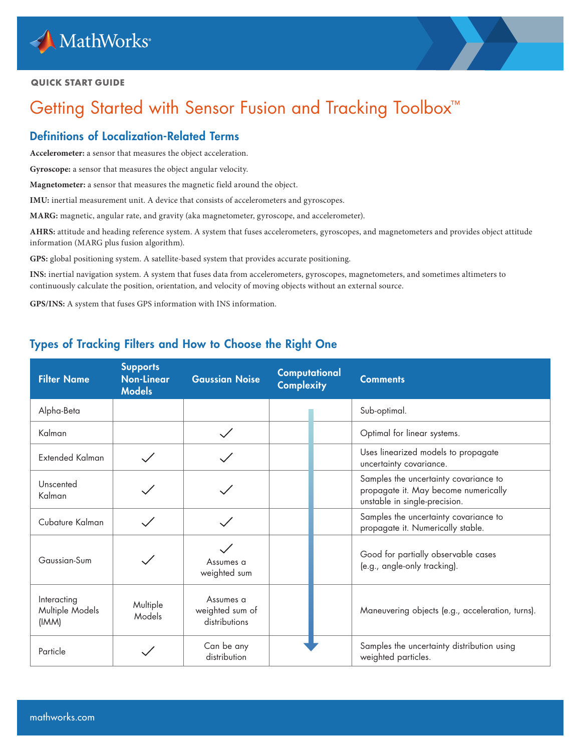QUICK START GUIDE

# Getting Started with Sensor Fusion and Tracking Toolbox™

## Definitions of Localization-Related Terms

**Accelerometer:** a sensor that measures the object acceleration.

**Gyroscope:** a sensor that measures the object angular velocity.

**Magnetometer:** a sensor that measures the magnetic field around the object.

**IMU:** inertial measurement unit. A device that consists of accelerometers and gyroscopes.

**MARG:** magnetic, angular rate, and gravity (aka magnetometer, gyroscope, and accelerometer).

**AHRS:** attitude and heading reference system. A system that fuses accelerometers, gyroscopes, and magnetometers and provides object attitude information (MARG plus fusion algorithm).

**GPS:** global positioning system. A satellite-based system that provides accurate positioning.

**INS:** inertial navigation system. A system that fuses data from accelerometers, gyroscopes, magnetometers, and sometimes altimeters to continuously calculate the position, orientation, and velocity of moving objects without an external source.

**GPS/INS:** A system that fuses GPS information with INS information.

## Types of Tracking Filters and How to Choose the Right One

| Filter Name | Supports Non-Linear Models | Gaussian Noise | Computational Complexity | Comments |
|---|---|---|---|---|
| Alpha-Beta | | | ↓ (increasing) | Sub-optimal. |
| Kalman | | ✓ | | Optimal for linear systems. |
| Extended Kalman | ✓ | ✓ | | Uses linearized models to propagate uncertainty covariance. |
| Unscented Kalman | ✓ | ✓ | | Samples the uncertainty covariance to propagate it. May become numerically unstable in single-precision. |
| Cubature Kalman | ✓ | ✓ | | Samples the uncertainty covariance to propagate it. Numerically stable. |
| Gaussian-Sum | ✓ | ✓ Assumes a weighted sum | | Good for partially observable cases (e.g., angle-only tracking). |
| Interacting Multiple Models (IMM) | Multiple Models | Assumes a weighted sum of distributions | | Maneuvering objects (e.g., acceleration, turns). |
| Particle | ✓ | Can be any distribution | | Samples the uncertainty distribution using weighted particles. |

mathworks.com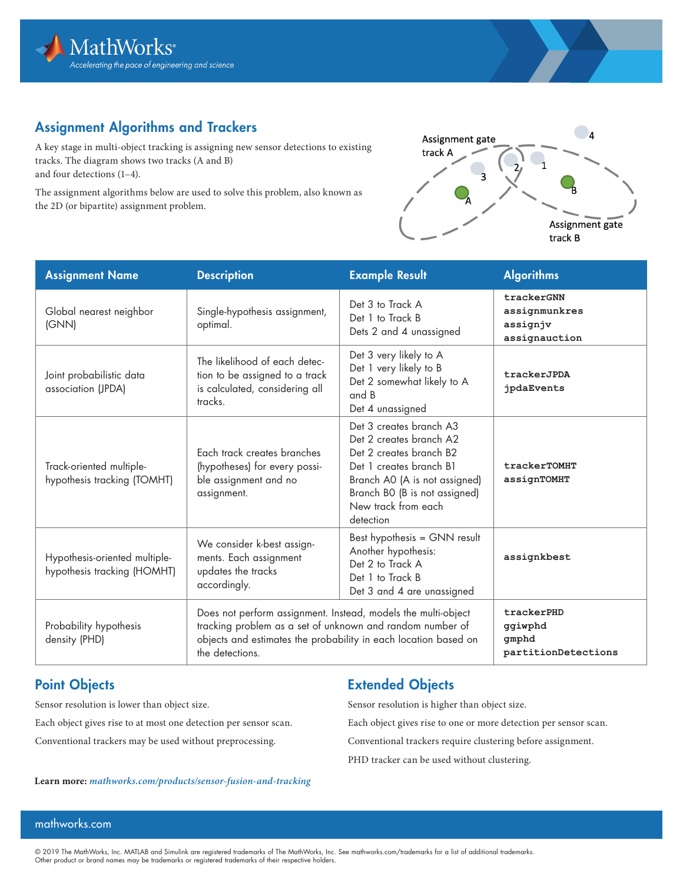## Assignment Algorithms and Trackers

A key stage in multi-object tracking is assigning new sensor detections to existing tracks. The diagram shows two tracks (A and B) and four detections (1–4).

The assignment algorithms below are used to solve this problem, also known as the 2D (or bipartite) assignment problem.

Assignment gate track A

Assignment gate track B

A

B

1

2

3

4

| Assignment Name | Description | Example Result | Algorithms |
|---|---|---|---|
| Global nearest neighbor (GNN) | Single-hypothesis assignment, optimal. | Det 3 to Track A<br>Det 1 to Track B<br>Dets 2 and 4 unassigned | `trackerGNN`<br>`assignmunkres`<br>`assignjv`<br>`assignauction` |
| Joint probabilistic data association (JPDA) | The likelihood of each detection to be assigned to a track is calculated, considering all tracks. | Det 3 very likely to A<br>Det 1 very likely to B<br>Det 2 somewhat likely to A and B<br>Det 4 unassigned | `trackerJPDA`<br>`jpdaEvents` |
| Track-oriented multiple-hypothesis tracking (TOMHT) | Each track creates branches (hypotheses) for every possible assignment and no assignment. | Det 3 creates branch A3<br>Det 2 creates branch A2<br>Det 2 creates branch B2<br>Det 1 creates branch B1<br>Branch A0 (A is not assigned)<br>Branch B0 (B is not assigned)<br>New track from each detection | `trackerTOMHT`<br>`assignTOMHT` |
| Hypothesis-oriented multiple-hypothesis tracking (HOMHT) | We consider k-best assignments. Each assignment updates the tracks accordingly. | Best hypothesis = GNN result<br>Another hypothesis:<br>Det 2 to Track A<br>Det 1 to Track B<br>Det 3 and 4 are unassigned | `assignkbest` |
| Probability hypothesis density (PHD) | Does not perform assignment. Instead, models the multi-object tracking problem as a set of unknown and random number of objects and estimates the probability in each location based on the detections. | | `trackerPHD`<br>`ggiwphd`<br>`gmphd`<br>`partitionDetections` |

## Point Objects

Sensor resolution is lower than object size.

Each object gives rise to at most one detection per sensor scan.

Conventional trackers may be used without preprocessing.

## Extended Objects

Sensor resolution is higher than object size.

Each object gives rise to one or more detection per sensor scan.

Conventional trackers require clustering before assignment.

PHD tracker can be used without clustering.

**Learn more:** *mathworks.com/products/sensor-fusion-and-tracking*

mathworks.com

© 2019 The MathWorks, Inc. MATLAB and Simulink are registered trademarks of The MathWorks, Inc. See mathworks.com/trademarks for a list of additional trademarks. Other product or brand names may be trademarks or registered trademarks of their respective holders.